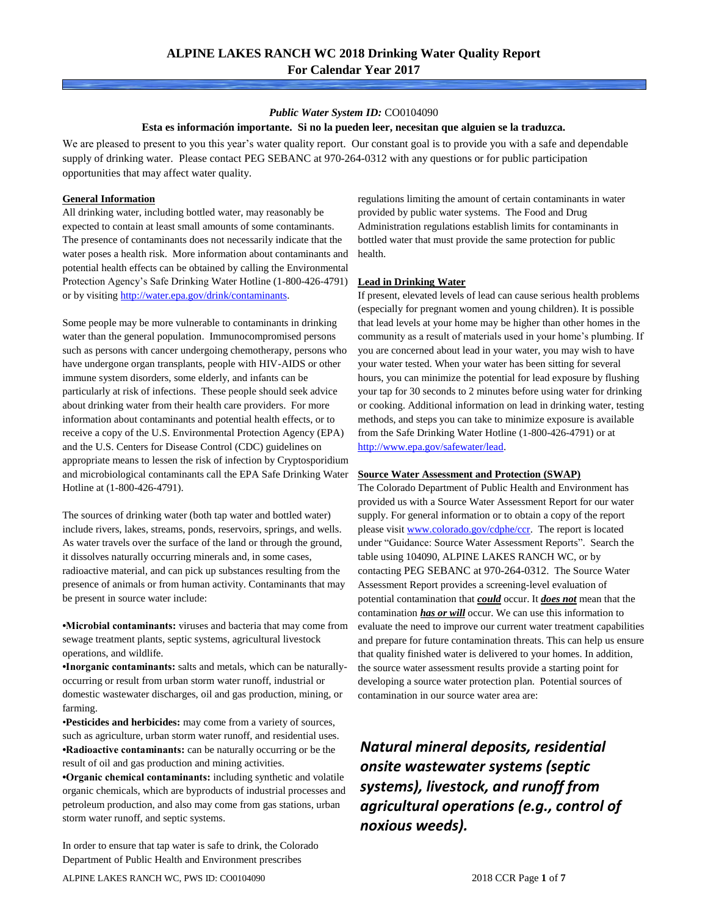# ALPINE LAKES RANCH WC 2018 Drinking Water Quality Report
## For Calendar Year 2017

***Public Water System ID:*** CO0104090

**Esta es información importante. Si no la pueden leer, necesitan que alguien se la traduzca.**

We are pleased to present to you this year's water quality report. Our constant goal is to provide you with a safe and dependable supply of drinking water. Please contact PEG SEBANC at 970-264-0312 with any questions or for public participation opportunities that may affect water quality.

### General Information

All drinking water, including bottled water, may reasonably be expected to contain at least small amounts of some contaminants. The presence of contaminants does not necessarily indicate that the water poses a health risk. More information about contaminants and potential health effects can be obtained by calling the Environmental Protection Agency's Safe Drinking Water Hotline (1-800-426-4791) or by visiting http://water.epa.gov/drink/contaminants.

Some people may be more vulnerable to contaminants in drinking water than the general population. Immunocompromised persons such as persons with cancer undergoing chemotherapy, persons who have undergone organ transplants, people with HIV-AIDS or other immune system disorders, some elderly, and infants can be particularly at risk of infections. These people should seek advice about drinking water from their health care providers. For more information about contaminants and potential health effects, or to receive a copy of the U.S. Environmental Protection Agency (EPA) and the U.S. Centers for Disease Control (CDC) guidelines on appropriate means to lessen the risk of infection by Cryptosporidium and microbiological contaminants call the EPA Safe Drinking Water Hotline at (1-800-426-4791).

The sources of drinking water (both tap water and bottled water) include rivers, lakes, streams, ponds, reservoirs, springs, and wells. As water travels over the surface of the land or through the ground, it dissolves naturally occurring minerals and, in some cases, radioactive material, and can pick up substances resulting from the presence of animals or from human activity. Contaminants that may be present in source water include:

- **Microbial contaminants:** viruses and bacteria that may come from sewage treatment plants, septic systems, agricultural livestock operations, and wildlife.
- **Inorganic contaminants:** salts and metals, which can be naturally-occurring or result from urban storm water runoff, industrial or domestic wastewater discharges, oil and gas production, mining, or farming.
- **Pesticides and herbicides:** may come from a variety of sources, such as agriculture, urban storm water runoff, and residential uses.
- **Radioactive contaminants:** can be naturally occurring or be the result of oil and gas production and mining activities.
- **Organic chemical contaminants:** including synthetic and volatile organic chemicals, which are byproducts of industrial processes and petroleum production, and also may come from gas stations, urban storm water runoff, and septic systems.

In order to ensure that tap water is safe to drink, the Colorado Department of Public Health and Environment prescribes regulations limiting the amount of certain contaminants in water provided by public water systems. The Food and Drug Administration regulations establish limits for contaminants in bottled water that must provide the same protection for public health.

### Lead in Drinking Water

If present, elevated levels of lead can cause serious health problems (especially for pregnant women and young children). It is possible that lead levels at your home may be higher than other homes in the community as a result of materials used in your home's plumbing. If you are concerned about lead in your water, you may wish to have your water tested. When your water has been sitting for several hours, you can minimize the potential for lead exposure by flushing your tap for 30 seconds to 2 minutes before using water for drinking or cooking. Additional information on lead in drinking water, testing methods, and steps you can take to minimize exposure is available from the Safe Drinking Water Hotline (1-800-426-4791) or at http://www.epa.gov/safewater/lead.

### Source Water Assessment and Protection (SWAP)

The Colorado Department of Public Health and Environment has provided us with a Source Water Assessment Report for our water supply. For general information or to obtain a copy of the report please visit www.colorado.gov/cdphe/ccr. The report is located under "Guidance: Source Water Assessment Reports". Search the table using 104090, ALPINE LAKES RANCH WC, or by contacting PEG SEBANC at 970-264-0312. The Source Water Assessment Report provides a screening-level evaluation of potential contamination that ***could*** occur. It ***does not*** mean that the contamination ***has or will*** occur. We can use this information to evaluate the need to improve our current water treatment capabilities and prepare for future contamination threats. This can help us ensure that quality finished water is delivered to your homes. In addition, the source water assessment results provide a starting point for developing a source water protection plan. Potential sources of contamination in our source water area are:

***Natural mineral deposits, residential onsite wastewater systems (septic systems), livestock, and runoff from agricultural operations (e.g., control of noxious weeds).***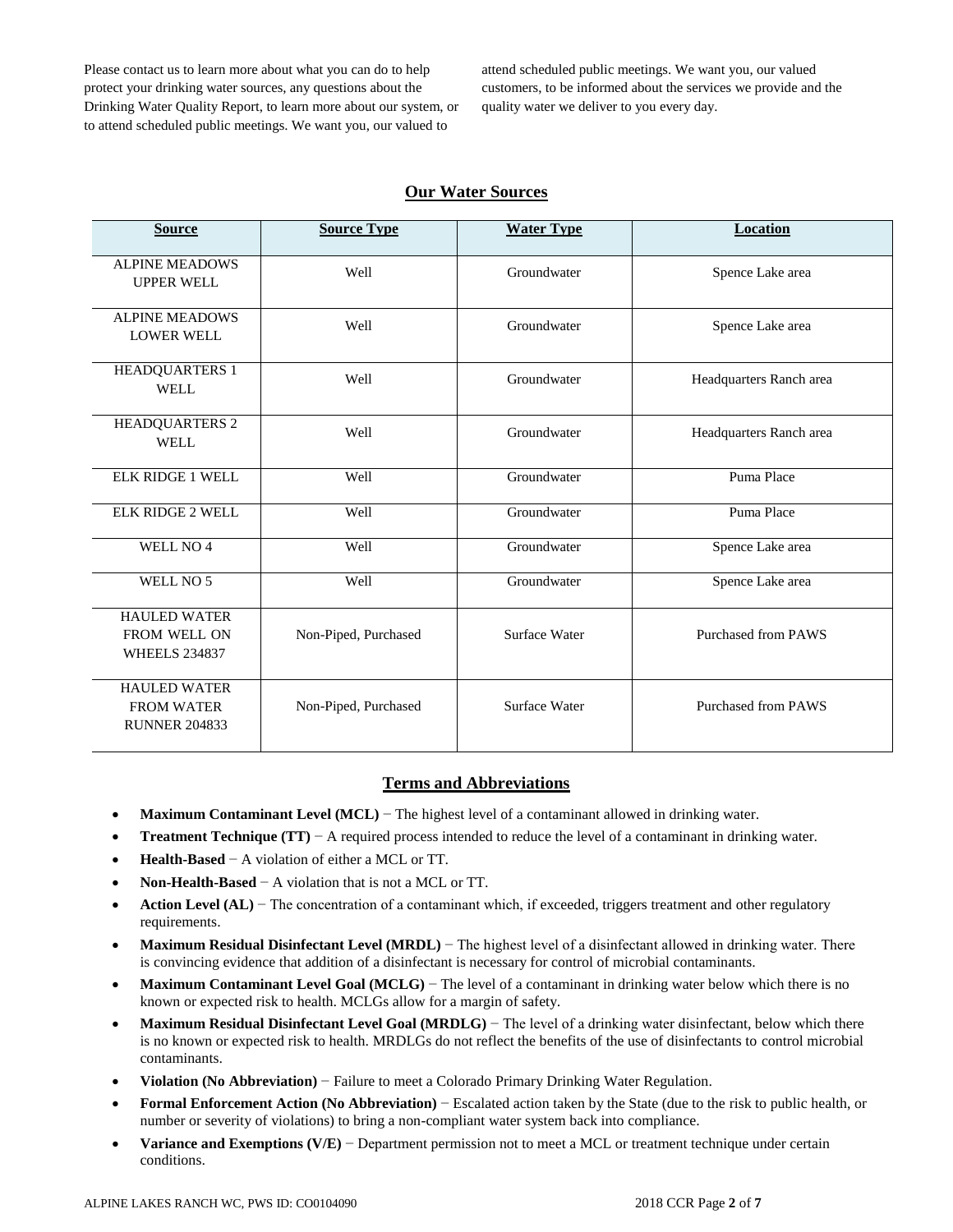Please contact us to learn more about what you can do to help protect your drinking water sources, any questions about the Drinking Water Quality Report, to learn more about our system, or to attend scheduled public meetings. We want you, our valued customers, to be informed about the services we provide and the quality water we deliver to you every day.

## Our Water Sources

| Source | Source Type | Water Type | Location |
|---|---|---|---|
| ALPINE MEADOWS UPPER WELL | Well | Groundwater | Spence Lake area |
| ALPINE MEADOWS LOWER WELL | Well | Groundwater | Spence Lake area |
| HEADQUARTERS 1 WELL | Well | Groundwater | Headquarters Ranch area |
| HEADQUARTERS 2 WELL | Well | Groundwater | Headquarters Ranch area |
| ELK RIDGE 1 WELL | Well | Groundwater | Puma Place |
| ELK RIDGE 2 WELL | Well | Groundwater | Puma Place |
| WELL NO 4 | Well | Groundwater | Spence Lake area |
| WELL NO 5 | Well | Groundwater | Spence Lake area |
| HAULED WATER FROM WELL ON WHEELS 234837 | Non-Piped, Purchased | Surface Water | Purchased from PAWS |
| HAULED WATER FROM WATER RUNNER 204833 | Non-Piped, Purchased | Surface Water | Purchased from PAWS |

## Terms and Abbreviations

- **Maximum Contaminant Level (MCL)** − The highest level of a contaminant allowed in drinking water.
- **Treatment Technique (TT)** − A required process intended to reduce the level of a contaminant in drinking water.
- **Health-Based** − A violation of either a MCL or TT.
- **Non-Health-Based** − A violation that is not a MCL or TT.
- **Action Level (AL)** − The concentration of a contaminant which, if exceeded, triggers treatment and other regulatory requirements.
- **Maximum Residual Disinfectant Level (MRDL)** − The highest level of a disinfectant allowed in drinking water. There is convincing evidence that addition of a disinfectant is necessary for control of microbial contaminants.
- **Maximum Contaminant Level Goal (MCLG)** − The level of a contaminant in drinking water below which there is no known or expected risk to health. MCLGs allow for a margin of safety.
- **Maximum Residual Disinfectant Level Goal (MRDLG)** − The level of a drinking water disinfectant, below which there is no known or expected risk to health. MRDLGs do not reflect the benefits of the use of disinfectants to control microbial contaminants.
- **Violation (No Abbreviation)** − Failure to meet a Colorado Primary Drinking Water Regulation.
- **Formal Enforcement Action (No Abbreviation)** − Escalated action taken by the State (due to the risk to public health, or number or severity of violations) to bring a non-compliant water system back into compliance.
- **Variance and Exemptions (V/E)** − Department permission not to meet a MCL or treatment technique under certain conditions.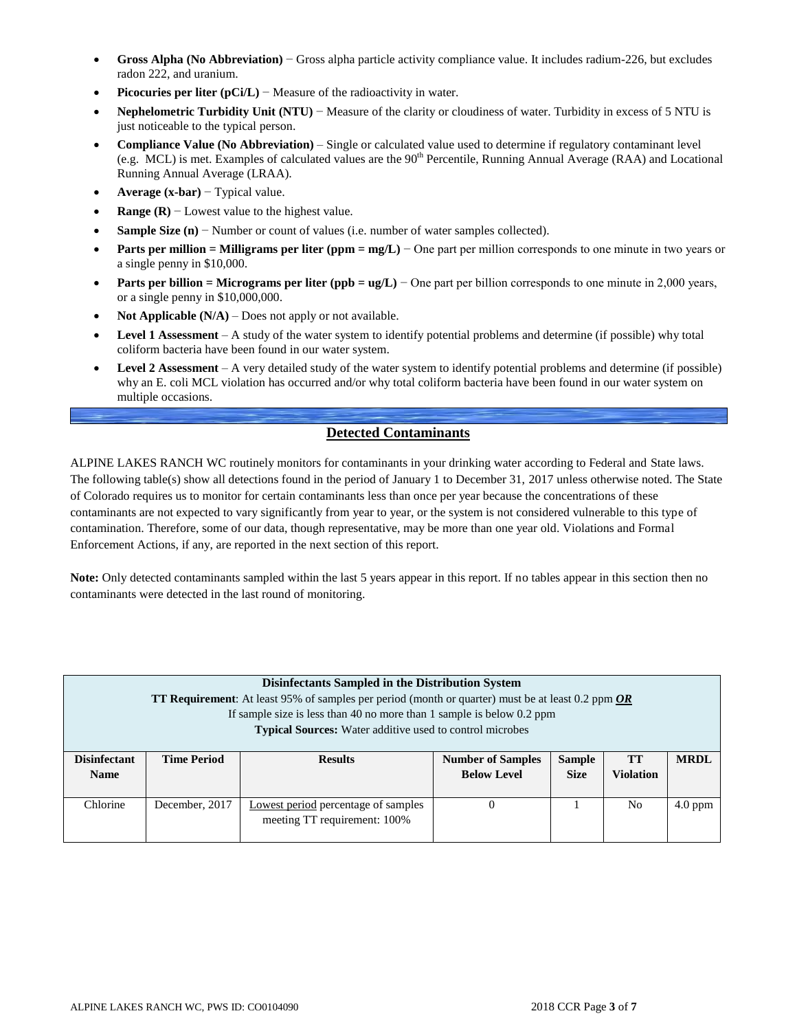- **Gross Alpha (No Abbreviation)** − Gross alpha particle activity compliance value. It includes radium-226, but excludes radon 222, and uranium.
- **Picocuries per liter (pCi/L)** − Measure of the radioactivity in water.
- **Nephelometric Turbidity Unit (NTU)** − Measure of the clarity or cloudiness of water. Turbidity in excess of 5 NTU is just noticeable to the typical person.
- **Compliance Value (No Abbreviation)** – Single or calculated value used to determine if regulatory contaminant level (e.g. MCL) is met. Examples of calculated values are the 90th Percentile, Running Annual Average (RAA) and Locational Running Annual Average (LRAA).
- **Average (x-bar)** − Typical value.
- **Range (R)** − Lowest value to the highest value.
- **Sample Size (n)** − Number or count of values (i.e. number of water samples collected).
- **Parts per million = Milligrams per liter (ppm = mg/L)** − One part per million corresponds to one minute in two years or a single penny in $10,000.
- **Parts per billion = Micrograms per liter (ppb = ug/L)** − One part per billion corresponds to one minute in 2,000 years, or a single penny in $10,000,000.
- **Not Applicable (N/A)** – Does not apply or not available.
- **Level 1 Assessment** – A study of the water system to identify potential problems and determine (if possible) why total coliform bacteria have been found in our water system.
- **Level 2 Assessment** – A very detailed study of the water system to identify potential problems and determine (if possible) why an E. coli MCL violation has occurred and/or why total coliform bacteria have been found in our water system on multiple occasions.

## Detected Contaminants

ALPINE LAKES RANCH WC routinely monitors for contaminants in your drinking water according to Federal and State laws. The following table(s) show all detections found in the period of January 1 to December 31, 2017 unless otherwise noted. The State of Colorado requires us to monitor for certain contaminants less than once per year because the concentrations of these contaminants are not expected to vary significantly from year to year, or the system is not considered vulnerable to this type of contamination. Therefore, some of our data, though representative, may be more than one year old. Violations and Formal Enforcement Actions, if any, are reported in the next section of this report.

**Note:** Only detected contaminants sampled within the last 5 years appear in this report. If no tables appear in this section then no contaminants were detected in the last round of monitoring.

**Disinfectants Sampled in the Distribution System**
**TT Requirement**: At least 95% of samples per period (month or quarter) must be at least 0.2 ppm ***OR***
If sample size is less than 40 no more than 1 sample is below 0.2 ppm
**Typical Sources:** Water additive used to control microbes

| Disinfectant Name | Time Period | Results | Number of Samples Below Level | Sample Size | TT Violation | MRDL |
|---|---|---|---|---|---|---|
| Chlorine | December, 2017 | Lowest period percentage of samples meeting TT requirement: 100% | 0 | 1 | No | 4.0 ppm |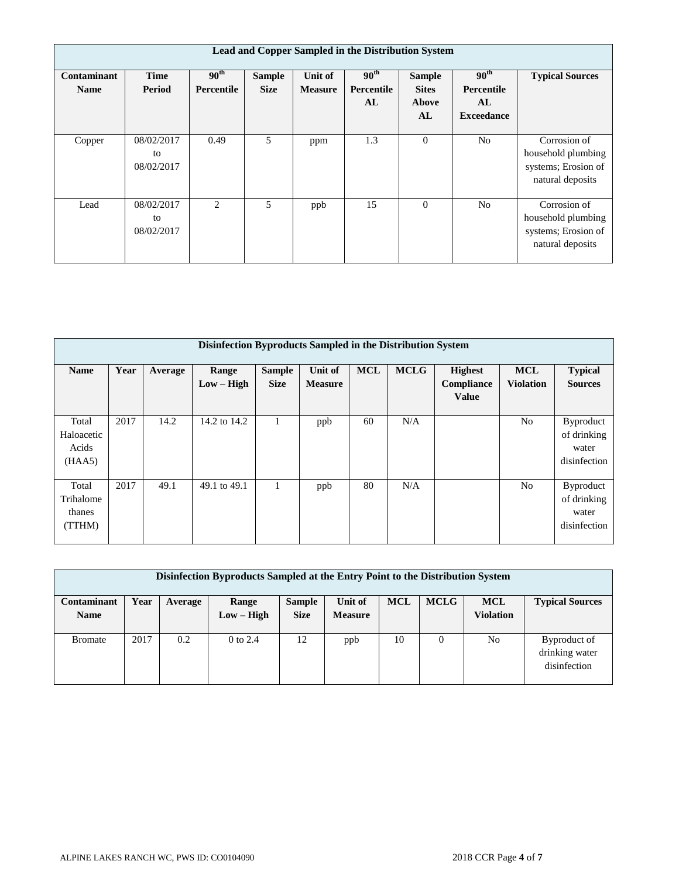| Lead and Copper Sampled in the Distribution System | | | | | | | | |
|---|---|---|---|---|---|---|---|---|
| **Contaminant Name** | **Time Period** | **90th Percentile** | **Sample Size** | **Unit of Measure** | **90th Percentile AL** | **Sample Sites Above AL** | **90th Percentile AL Exceedance** | **Typical Sources** |
| Copper | 08/02/2017 to 08/02/2017 | 0.49 | 5 | ppm | 1.3 | 0 | No | Corrosion of household plumbing systems; Erosion of natural deposits |
| Lead | 08/02/2017 to 08/02/2017 | 2 | 5 | ppb | 15 | 0 | No | Corrosion of household plumbing systems; Erosion of natural deposits |

| Disinfection Byproducts Sampled in the Distribution System | | | | | | | | | | |
|---|---|---|---|---|---|---|---|---|---|---|
| **Name** | **Year** | **Average** | **Range Low – High** | **Sample Size** | **Unit of Measure** | **MCL** | **MCLG** | **Highest Compliance Value** | **MCL Violation** | **Typical Sources** |
| Total Haloacetic Acids (HAA5) | 2017 | 14.2 | 14.2 to 14.2 | 1 | ppb | 60 | N/A | | No | Byproduct of drinking water disinfection |
| Total Trihalomethanes (TTHM) | 2017 | 49.1 | 49.1 to 49.1 | 1 | ppb | 80 | N/A | | No | Byproduct of drinking water disinfection |

| Disinfection Byproducts Sampled at the Entry Point to the Distribution System | | | | | | | | | |
|---|---|---|---|---|---|---|---|---|---|
| **Contaminant Name** | **Year** | **Average** | **Range Low – High** | **Sample Size** | **Unit of Measure** | **MCL** | **MCLG** | **MCL Violation** | **Typical Sources** |
| Bromate | 2017 | 0.2 | 0 to 2.4 | 12 | ppb | 10 | 0 | No | Byproduct of drinking water disinfection |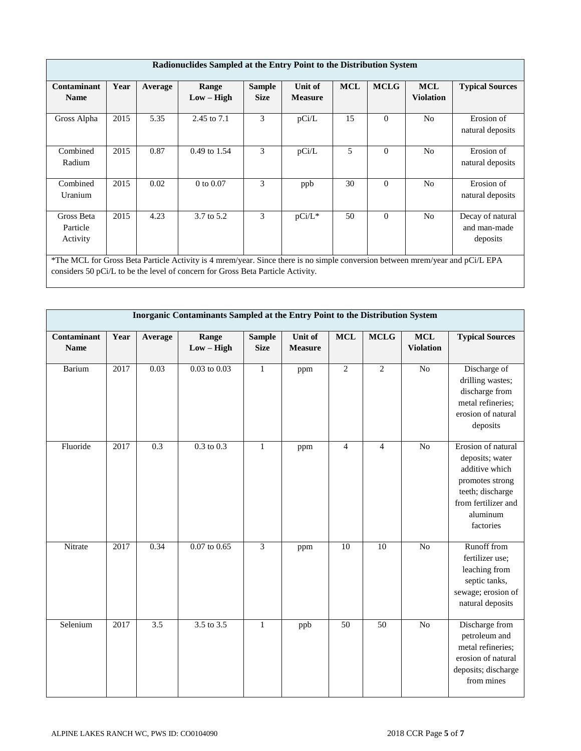| Radionuclides Sampled at the Entry Point to the Distribution System | | | | | | | | | |
|---|---|---|---|---|---|---|---|---|---|
| **Contaminant Name** | **Year** | **Average** | **Range Low – High** | **Sample Size** | **Unit of Measure** | **MCL** | **MCLG** | **MCL Violation** | **Typical Sources** |
| Gross Alpha | 2015 | 5.35 | 2.45 to 7.1 | 3 | pCi/L | 15 | 0 | No | Erosion of natural deposits |
| Combined Radium | 2015 | 0.87 | 0.49 to 1.54 | 3 | pCi/L | 5 | 0 | No | Erosion of natural deposits |
| Combined Uranium | 2015 | 0.02 | 0 to 0.07 | 3 | ppb | 30 | 0 | No | Erosion of natural deposits |
| Gross Beta Particle Activity | 2015 | 4.23 | 3.7 to 5.2 | 3 | pCi/L* | 50 | 0 | No | Decay of natural and man-made deposits |

*The MCL for Gross Beta Particle Activity is 4 mrem/year. Since there is no simple conversion between mrem/year and pCi/L EPA considers 50 pCi/L to be the level of concern for Gross Beta Particle Activity.

| Inorganic Contaminants Sampled at the Entry Point to the Distribution System | | | | | | | | | |
|---|---|---|---|---|---|---|---|---|---|
| **Contaminant Name** | **Year** | **Average** | **Range Low – High** | **Sample Size** | **Unit of Measure** | **MCL** | **MCLG** | **MCL Violation** | **Typical Sources** |
| Barium | 2017 | 0.03 | 0.03 to 0.03 | 1 | ppm | 2 | 2 | No | Discharge of drilling wastes; discharge from metal refineries; erosion of natural deposits |
| Fluoride | 2017 | 0.3 | 0.3 to 0.3 | 1 | ppm | 4 | 4 | No | Erosion of natural deposits; water additive which promotes strong teeth; discharge from fertilizer and aluminum factories |
| Nitrate | 2017 | 0.34 | 0.07 to 0.65 | 3 | ppm | 10 | 10 | No | Runoff from fertilizer use; leaching from septic tanks, sewage; erosion of natural deposits |
| Selenium | 2017 | 3.5 | 3.5 to 3.5 | 1 | ppb | 50 | 50 | No | Discharge from petroleum and metal refineries; erosion of natural deposits; discharge from mines |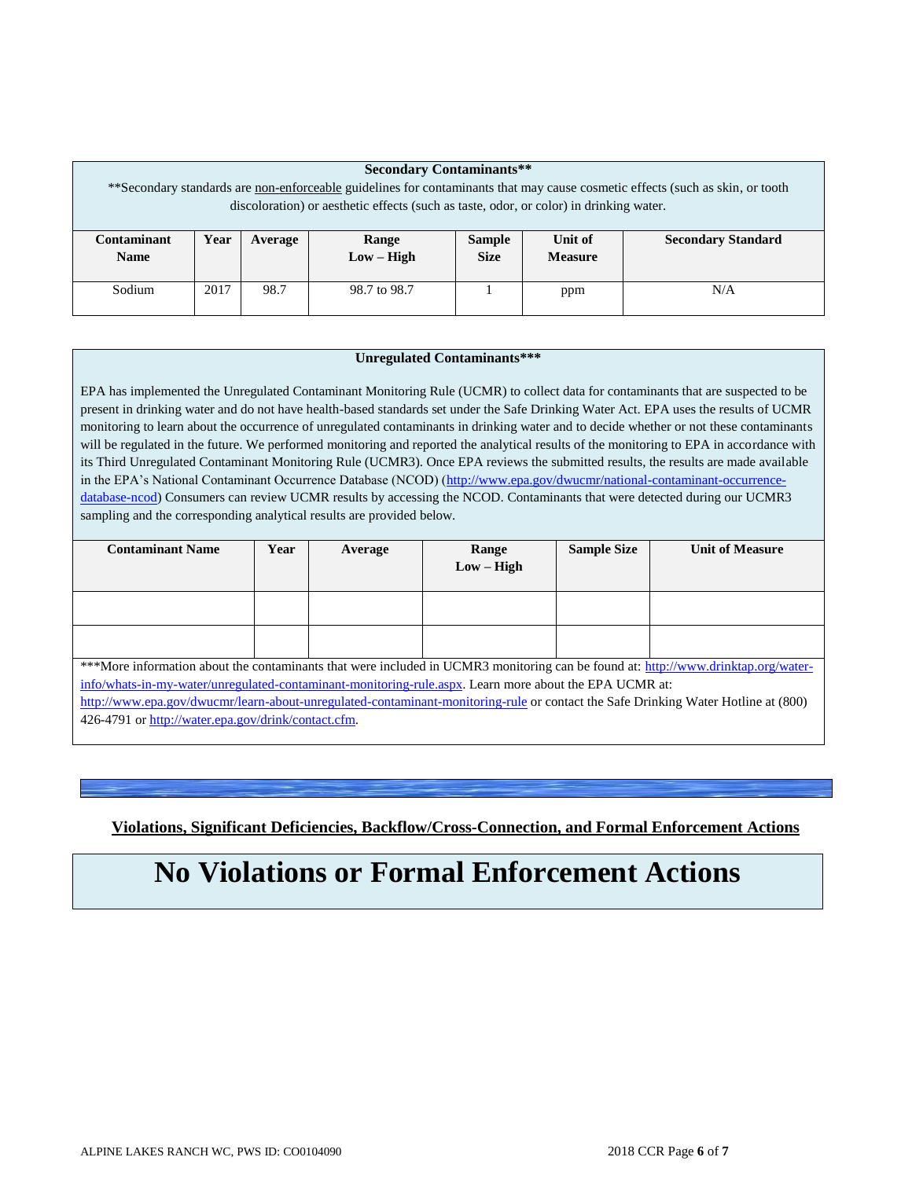**Secondary Contaminants****

**Secondary standards are non-enforceable guidelines for contaminants that may cause cosmetic effects (such as skin, or tooth discoloration) or aesthetic effects (such as taste, odor, or color) in drinking water.

| Contaminant Name | Year | Average | Range Low – High | Sample Size | Unit of Measure | Secondary Standard |
|---|---|---|---|---|---|---|
| Sodium | 2017 | 98.7 | 98.7 to 98.7 | 1 | ppm | N/A |

**Unregulated Contaminants*****

EPA has implemented the Unregulated Contaminant Monitoring Rule (UCMR) to collect data for contaminants that are suspected to be present in drinking water and do not have health-based standards set under the Safe Drinking Water Act. EPA uses the results of UCMR monitoring to learn about the occurrence of unregulated contaminants in drinking water and to decide whether or not these contaminants will be regulated in the future. We performed monitoring and reported the analytical results of the monitoring to EPA in accordance with its Third Unregulated Contaminant Monitoring Rule (UCMR3). Once EPA reviews the submitted results, the results are made available in the EPA's National Contaminant Occurrence Database (NCOD) (http://www.epa.gov/dwucmr/national-contaminant-occurrence-database-ncod) Consumers can review UCMR results by accessing the NCOD. Contaminants that were detected during our UCMR3 sampling and the corresponding analytical results are provided below.

| Contaminant Name | Year | Average | Range Low – High | Sample Size | Unit of Measure |
|---|---|---|---|---|---|
| | | | | | |
| | | | | | |

***More information about the contaminants that were included in UCMR3 monitoring can be found at: http://www.drinktap.org/water-info/whats-in-my-water/unregulated-contaminant-monitoring-rule.aspx. Learn more about the EPA UCMR at: http://www.epa.gov/dwucmr/learn-about-unregulated-contaminant-monitoring-rule or contact the Safe Drinking Water Hotline at (800) 426-4791 or http://water.epa.gov/drink/contact.cfm.

## Violations, Significant Deficiencies, Backflow/Cross-Connection, and Formal Enforcement Actions

# No Violations or Formal Enforcement Actions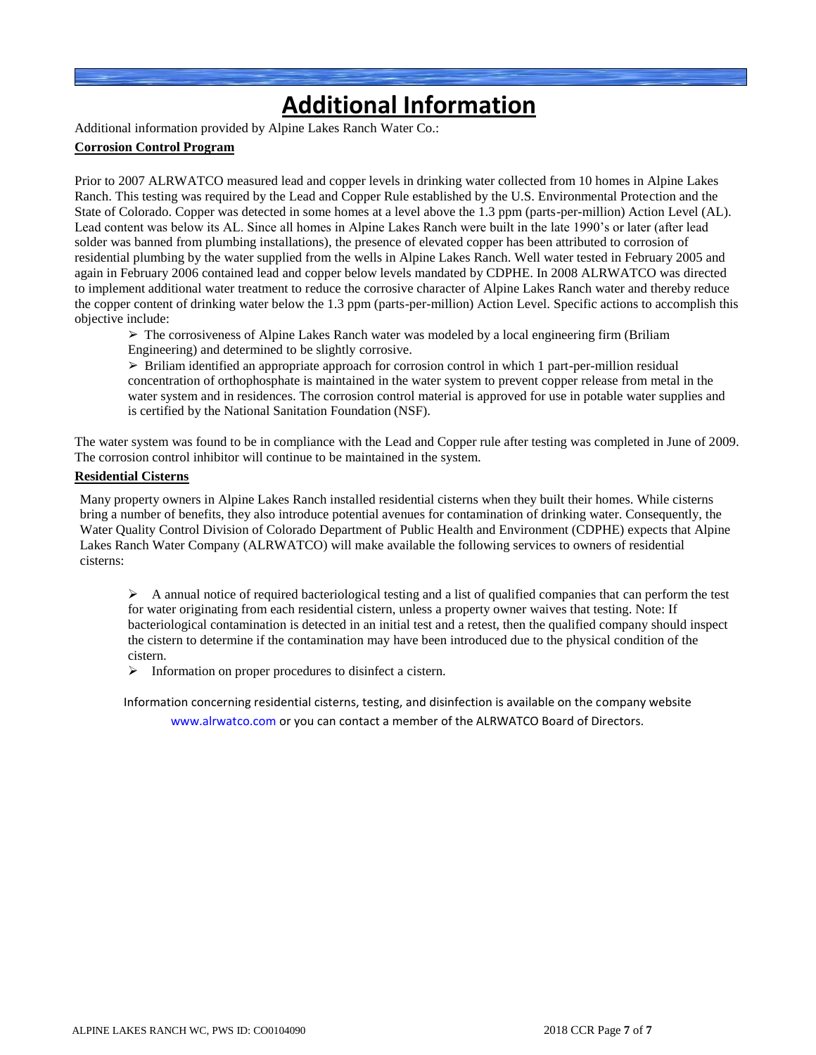# Additional Information

Additional information provided by Alpine Lakes Ranch Water Co.:

**Corrosion Control Program**

Prior to 2007 ALRWATCO measured lead and copper levels in drinking water collected from 10 homes in Alpine Lakes Ranch. This testing was required by the Lead and Copper Rule established by the U.S. Environmental Protection and the State of Colorado. Copper was detected in some homes at a level above the 1.3 ppm (parts-per-million) Action Level (AL). Lead content was below its AL. Since all homes in Alpine Lakes Ranch were built in the late 1990's or later (after lead solder was banned from plumbing installations), the presence of elevated copper has been attributed to corrosion of residential plumbing by the water supplied from the wells in Alpine Lakes Ranch. Well water tested in February 2005 and again in February 2006 contained lead and copper below levels mandated by CDPHE. In 2008 ALRWATCO was directed to implement additional water treatment to reduce the corrosive character of Alpine Lakes Ranch water and thereby reduce the copper content of drinking water below the 1.3 ppm (parts-per-million) Action Level. Specific actions to accomplish this objective include:

- The corrosiveness of Alpine Lakes Ranch water was modeled by a local engineering firm (Briliam Engineering) and determined to be slightly corrosive.
- Briliam identified an appropriate approach for corrosion control in which 1 part-per-million residual concentration of orthophosphate is maintained in the water system to prevent copper release from metal in the water system and in residences. The corrosion control material is approved for use in potable water supplies and is certified by the National Sanitation Foundation (NSF).

The water system was found to be in compliance with the Lead and Copper rule after testing was completed in June of 2009. The corrosion control inhibitor will continue to be maintained in the system.

**Residential Cisterns**

Many property owners in Alpine Lakes Ranch installed residential cisterns when they built their homes. While cisterns bring a number of benefits, they also introduce potential avenues for contamination of drinking water. Consequently, the Water Quality Control Division of Colorado Department of Public Health and Environment (CDPHE) expects that Alpine Lakes Ranch Water Company (ALRWATCO) will make available the following services to owners of residential cisterns:

- A annual notice of required bacteriological testing and a list of qualified companies that can perform the test for water originating from each residential cistern, unless a property owner waives that testing. Note: If bacteriological contamination is detected in an initial test and a retest, then the qualified company should inspect the cistern to determine if the contamination may have been introduced due to the physical condition of the cistern.
- Information on proper procedures to disinfect a cistern.

Information concerning residential cisterns, testing, and disinfection is available on the company website www.alrwatco.com or you can contact a member of the ALRWATCO Board of Directors.